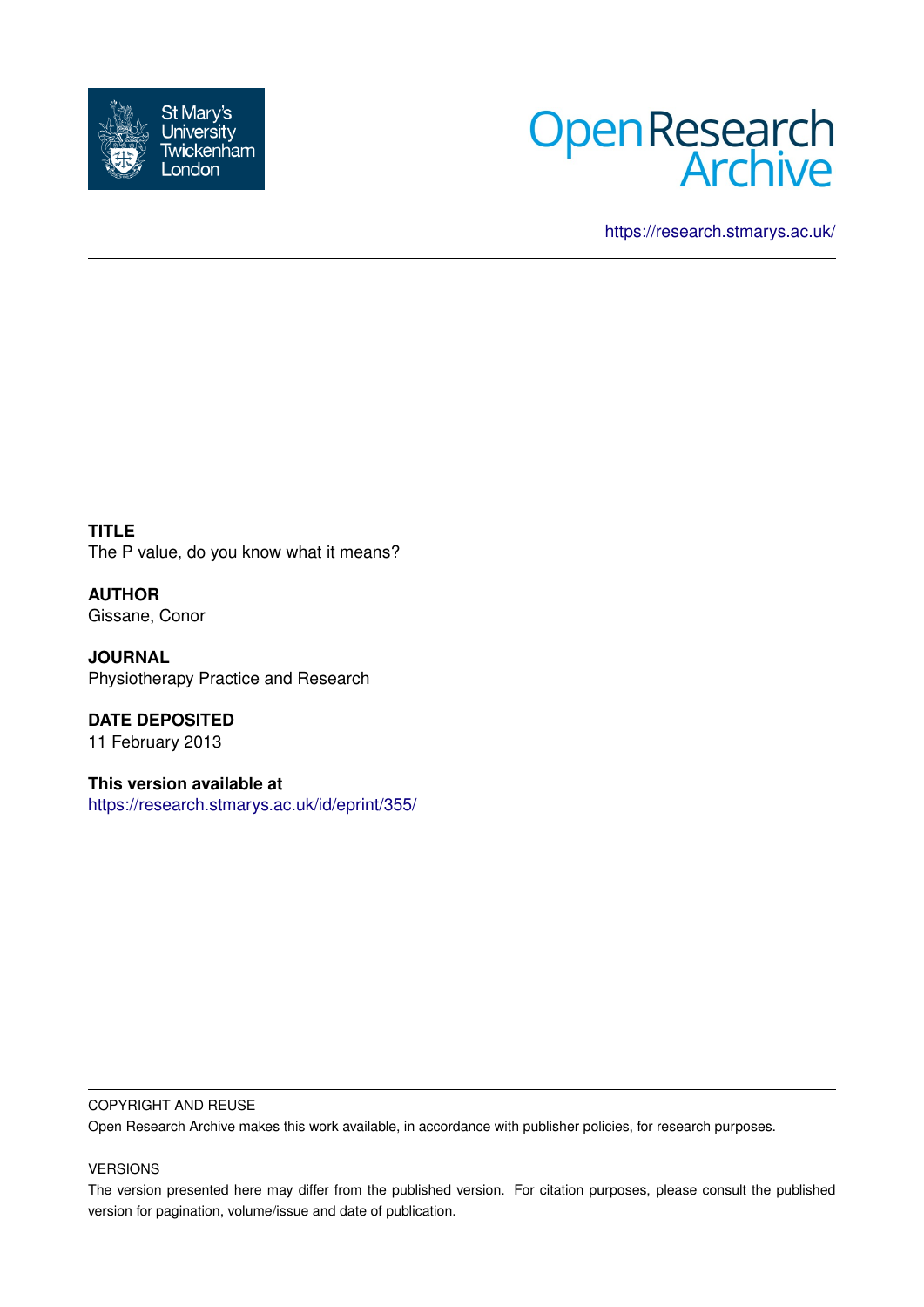https://research.stmarys.ac.uk/

**TITLE**
The P value, do you know what it means?

**AUTHOR**
Gissane, Conor

**JOURNAL**
Physiotherapy Practice and Research

**DATE DEPOSITED**
11 February 2013

**This version available at**
https://research.stmarys.ac.uk/id/eprint/355/

COPYRIGHT AND REUSE

Open Research Archive makes this work available, in accordance with publisher policies, for research purposes.

VERSIONS

The version presented here may differ from the published version. For citation purposes, please consult the published version for pagination, volume/issue and date of publication.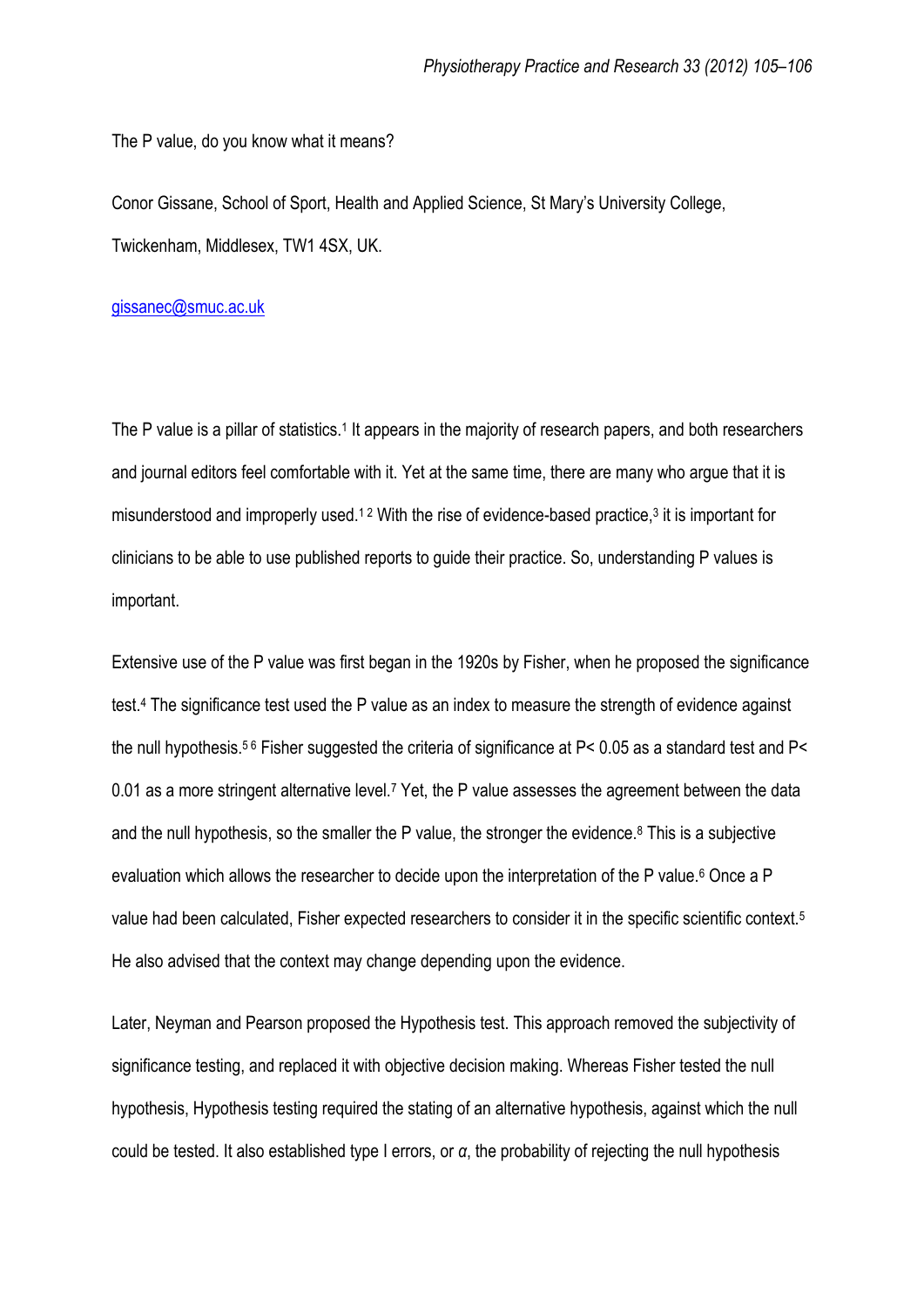The P value, do you know what it means?

Conor Gissane, School of Sport, Health and Applied Science, St Mary's University College, Twickenham, Middlesex, TW1 4SX, UK.

gissanec@smuc.ac.uk

The P value is a pillar of statistics.[1] It appears in the majority of research papers, and both researchers and journal editors feel comfortable with it. Yet at the same time, there are many who argue that it is misunderstood and improperly used.[1,2] With the rise of evidence-based practice,[3] it is important for clinicians to be able to use published reports to guide their practice. So, understanding P values is important.

Extensive use of the P value was first began in the 1920s by Fisher, when he proposed the significance test.[4] The significance test used the P value as an index to measure the strength of evidence against the null hypothesis.[5,6] Fisher suggested the criteria of significance at $P < 0.05$ as a standard test and $P < 0.01$ as a more stringent alternative level.[7] Yet, the P value assesses the agreement between the data and the null hypothesis, so the smaller the P value, the stronger the evidence.[8] This is a subjective evaluation which allows the researcher to decide upon the interpretation of the P value.[6] Once a P value had been calculated, Fisher expected researchers to consider it in the specific scientific context.[5] He also advised that the context may change depending upon the evidence.

Later, Neyman and Pearson proposed the Hypothesis test. This approach removed the subjectivity of significance testing, and replaced it with objective decision making. Whereas Fisher tested the null hypothesis, Hypothesis testing required the stating of an alternative hypothesis, against which the null could be tested. It also established type I errors, or $\alpha$, the probability of rejecting the null hypothesis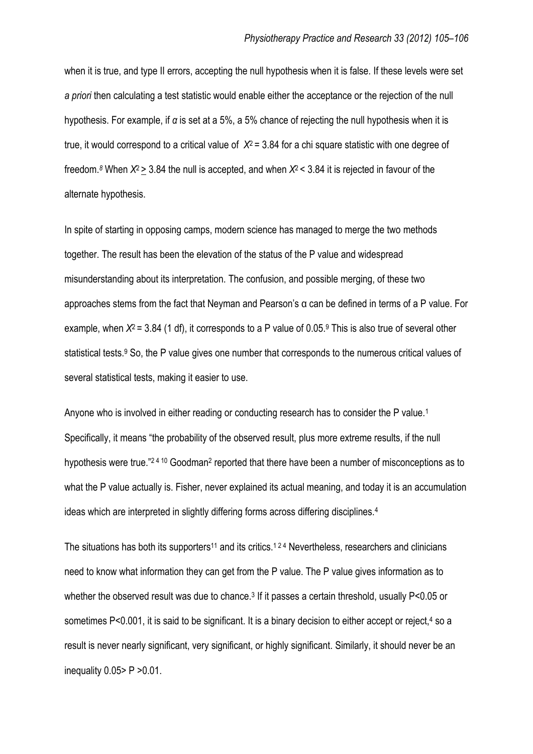when it is true, and type II errors, accepting the null hypothesis when it is false. If these levels were set *a priori* then calculating a test statistic would enable either the acceptance or the rejection of the null hypothesis. For example, if $\alpha$ is set at a 5%, a 5% chance of rejecting the null hypothesis when it is true, it would correspond to a critical value of $X^2 = 3.84$ for a chi square statistic with one degree of freedom.[8] When $X^2 \geq 3.84$ the null is accepted, and when $X^2 < 3.84$ it is rejected in favour of the alternate hypothesis.

In spite of starting in opposing camps, modern science has managed to merge the two methods together. The result has been the elevation of the status of the P value and widespread misunderstanding about its interpretation. The confusion, and possible merging, of these two approaches stems from the fact that Neyman and Pearson's α can be defined in terms of a P value. For example, when $X^2 = 3.84$ (1 df), it corresponds to a P value of 0.05.[9] This is also true of several other statistical tests.[9] So, the P value gives one number that corresponds to the numerous critical values of several statistical tests, making it easier to use.

Anyone who is involved in either reading or conducting research has to consider the P value.[1] Specifically, it means "the probability of the observed result, plus more extreme results, if the null hypothesis were true."[2 4 10] Goodman[2] reported that there have been a number of misconceptions as to what the P value actually is. Fisher, never explained its actual meaning, and today it is an accumulation ideas which are interpreted in slightly differing forms across differing disciplines.[4]

The situations has both its supporters[11] and its critics.[1 2 4] Nevertheless, researchers and clinicians need to know what information they can get from the P value. The P value gives information as to whether the observed result was due to chance.[3] If it passes a certain threshold, usually $P<0.05$ or sometimes $P<0.001$, it is said to be significant. It is a binary decision to either accept or reject,[4] so a result is never nearly significant, very significant, or highly significant. Similarly, it should never be an inequality $0.05 > P > 0.01$.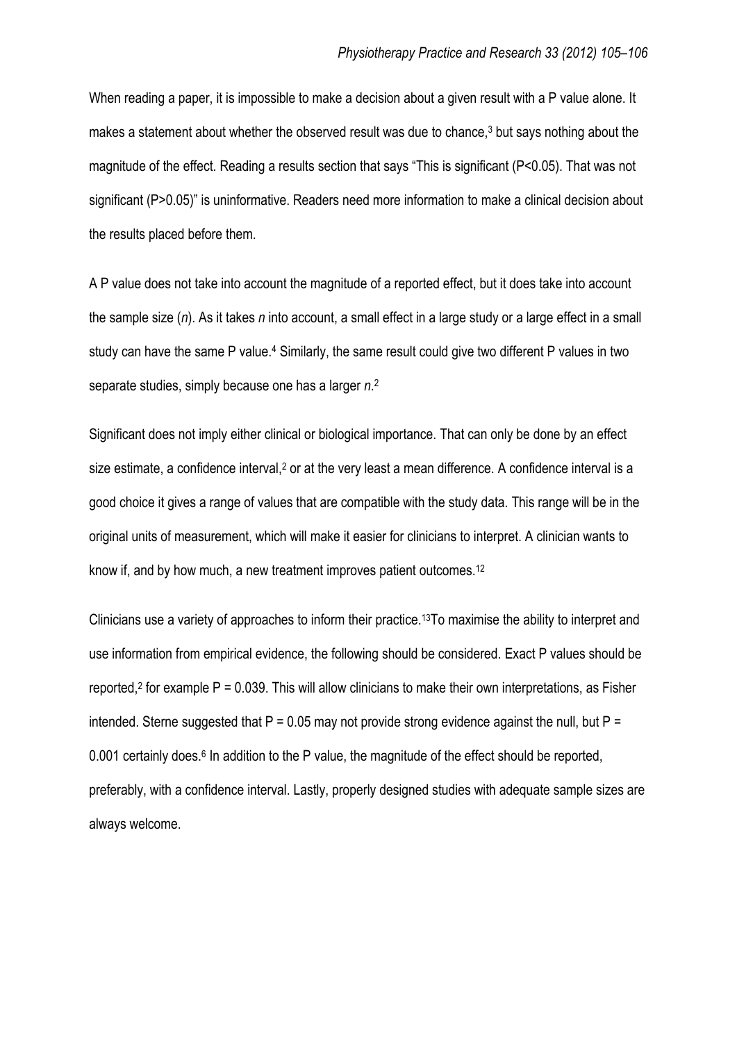When reading a paper, it is impossible to make a decision about a given result with a P value alone. It makes a statement about whether the observed result was due to chance,[3] but says nothing about the magnitude of the effect. Reading a results section that says "This is significant ($P<0.05$). That was not significant ($P>0.05$)" is uninformative. Readers need more information to make a clinical decision about the results placed before them.

A P value does not take into account the magnitude of a reported effect, but it does take into account the sample size (*n*). As it takes *n* into account, a small effect in a large study or a large effect in a small study can have the same P value.[4] Similarly, the same result could give two different P values in two separate studies, simply because one has a larger *n*.[2]

Significant does not imply either clinical or biological importance. That can only be done by an effect size estimate, a confidence interval,[2] or at the very least a mean difference. A confidence interval is a good choice it gives a range of values that are compatible with the study data. This range will be in the original units of measurement, which will make it easier for clinicians to interpret. A clinician wants to know if, and by how much, a new treatment improves patient outcomes.[12]

Clinicians use a variety of approaches to inform their practice.[13]To maximise the ability to interpret and use information from empirical evidence, the following should be considered. Exact P values should be reported,[2] for example $P = 0.039$. This will allow clinicians to make their own interpretations, as Fisher intended. Sterne suggested that $P = 0.05$ may not provide strong evidence against the null, but $P = 0.001$ certainly does.[6] In addition to the P value, the magnitude of the effect should be reported, preferably, with a confidence interval. Lastly, properly designed studies with adequate sample sizes are always welcome.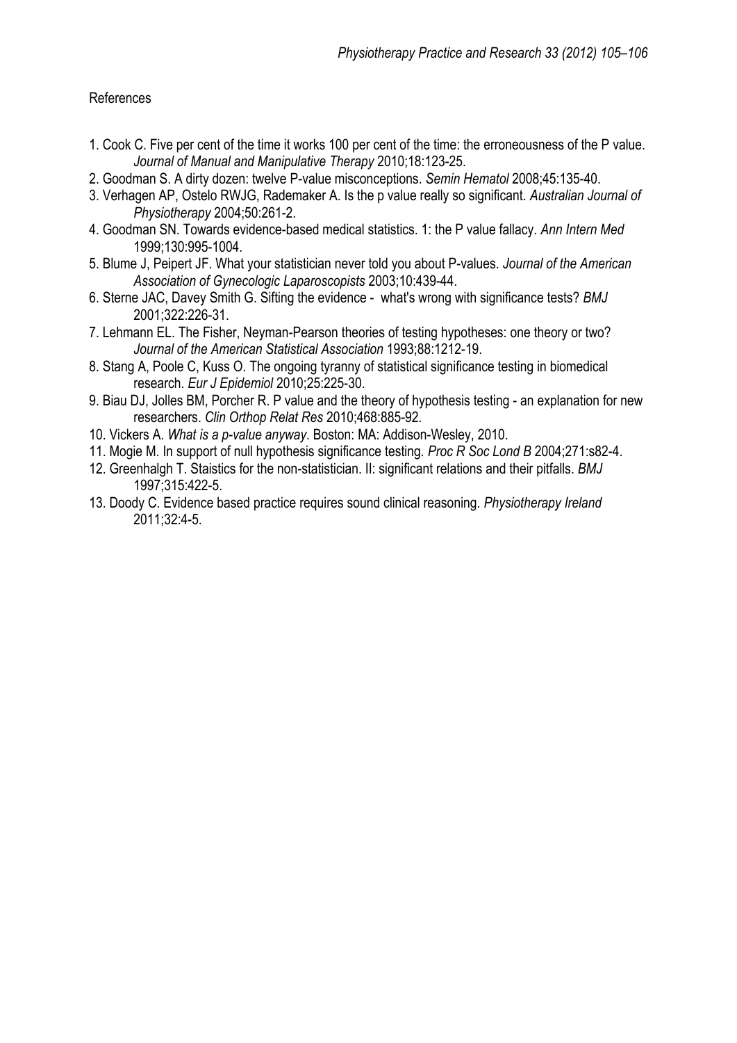References

1. Cook C. Five per cent of the time it works 100 per cent of the time: the erroneousness of the P value. *Journal of Manual and Manipulative Therapy* 2010;18:123-25.
2. Goodman S. A dirty dozen: twelve P-value misconceptions. *Semin Hematol* 2008;45:135-40.
3. Verhagen AP, Ostelo RWJG, Rademaker A. Is the p value really so significant. *Australian Journal of Physiotherapy* 2004;50:261-2.
4. Goodman SN. Towards evidence-based medical statistics. 1: the P value fallacy. *Ann Intern Med* 1999;130:995-1004.
5. Blume J, Peipert JF. What your statistician never told you about P-values. *Journal of the American Association of Gynecologic Laparoscopists* 2003;10:439-44.
6. Sterne JAC, Davey Smith G. Sifting the evidence - what's wrong with significance tests? *BMJ* 2001;322:226-31.
7. Lehmann EL. The Fisher, Neyman-Pearson theories of testing hypotheses: one theory or two? *Journal of the American Statistical Association* 1993;88:1212-19.
8. Stang A, Poole C, Kuss O. The ongoing tyranny of statistical significance testing in biomedical research. *Eur J Epidemiol* 2010;25:225-30.
9. Biau DJ, Jolles BM, Porcher R. P value and the theory of hypothesis testing - an explanation for new researchers. *Clin Orthop Relat Res* 2010;468:885-92.
10. Vickers A. *What is a p-value anyway*. Boston: MA: Addison-Wesley, 2010.
11. Mogie M. In support of null hypothesis significance testing. *Proc R Soc Lond B* 2004;271:s82-4.
12. Greenhalgh T. Staistics for the non-statistician. II: significant relations and their pitfalls. *BMJ* 1997;315:422-5.
13. Doody C. Evidence based practice requires sound clinical reasoning. *Physiotherapy Ireland* 2011;32:4-5.